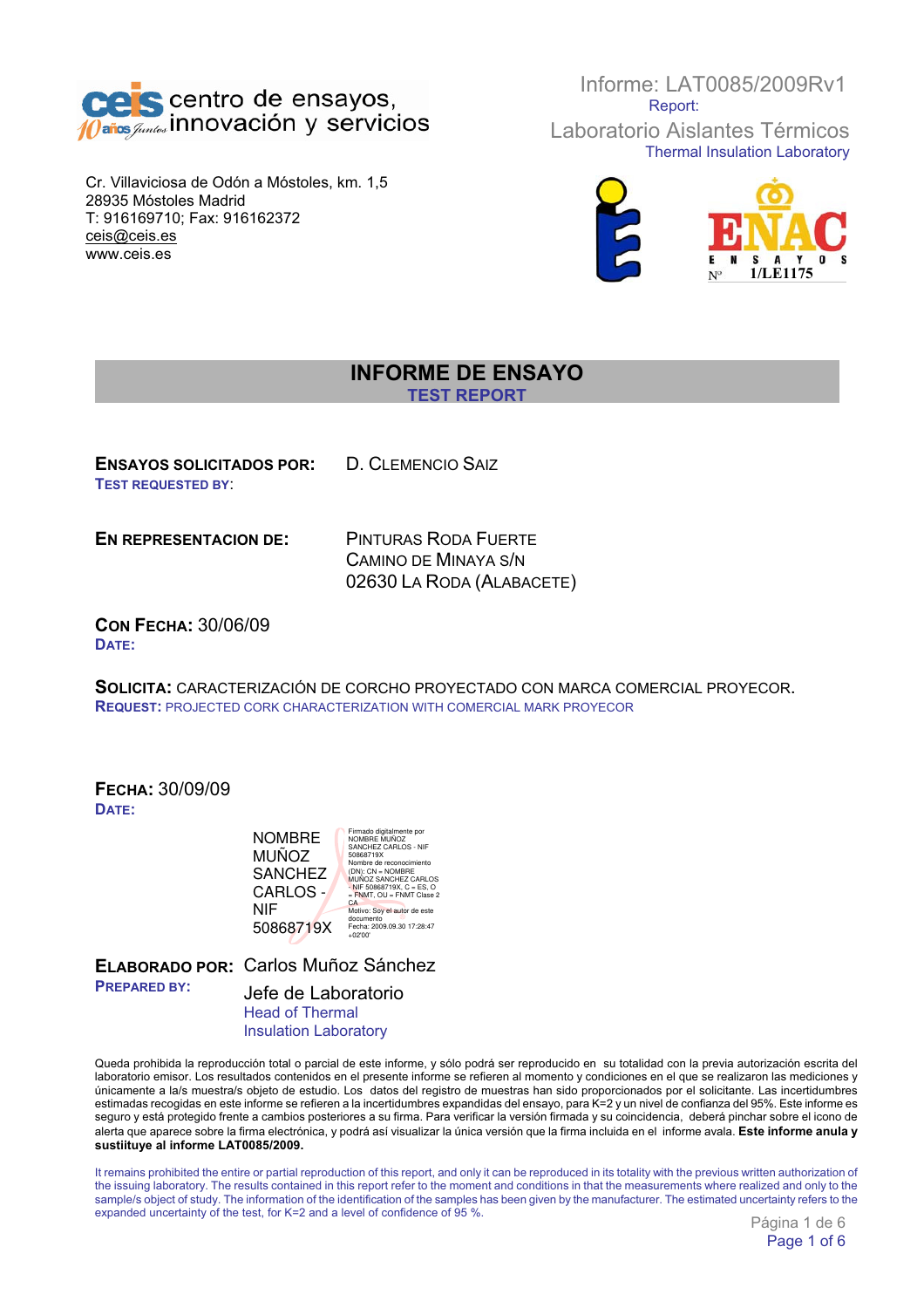**ceis** centro de ensayos, innovación y servicios

Cr. Villaviciosa de Odón a Móstoles, km. 1,5
28935 Móstoles Madrid
T: 916169710; Fax: 916162372
ceis@ceis.es
www.ceis.es

Informe: LAT0085/2009Rv1
Report:

Laboratorio Aislantes Térmicos
Thermal Insulation Laboratory

ENAC ENSAYOS Nº 1/LE1175

# INFORME DE ENSAYO
## TEST REPORT

**ENSAYOS SOLICITADOS POR:** D. CLEMENCIO SAIZ
**TEST REQUESTED BY:**

**EN REPRESENTACION DE:** PINTURAS RODA FUERTE
CAMINO DE MINAYA S/N
02630 LA RODA (ALABACETE)

**CON FECHA:** 30/06/09
**DATE:**

**SOLICITA:** CARACTERIZACIÓN DE CORCHO PROYECTADO CON MARCA COMERCIAL PROYECOR.
**REQUEST:** PROJECTED CORK CHARACTERIZATION WITH COMERCIAL MARK PROYECOR

**FECHA:** 30/09/09
**DATE:**

NOMBRE MUÑOZ SANCHEZ CARLOS - NIF 50868719X

Firmado digitalmente por NOMBRE MUÑOZ SANCHEZ CARLOS - NIF 50868719X
Nombre de reconocimiento (DN): CN = NOMBRE MUÑOZ SANCHEZ CARLOS - NIF 50868719X, C = ES, O = FNMT, OU = FNMT Clase 2 CA
Motivo: Soy el autor de este documento
Fecha: 2009.09.30 17:28:47 +02'00'

**ELABORADO POR:** Carlos Muñoz Sánchez
**PREPARED BY:**

Jefe de Laboratorio
Head of Thermal Insulation Laboratory

Queda prohibida la reproducción total o parcial de este informe, y sólo podrá ser reproducido en su totalidad con la previa autorización escrita del laboratorio emisor. Los resultados contenidos en el presente informe se refieren al momento y condiciones en el que se realizaron las mediciones y únicamente a la/s muestra/s objeto de estudio. Los datos del registro de muestras han sido proporcionados por el solicitante. Las incertidumbres estimadas recogidas en este informe se refieren a la incertidumbres expandidas del ensayo, para K=2 y un nivel de confianza del 95%. Este informe es seguro y está protegido frente a cambios posteriores a su firma. Para verificar la versión firmada y su coincidencia, deberá pinchar sobre el icono de alerta que aparece sobre la firma electrónica, y podrá así visualizar la única versión que la firma incluida en el informe avala. **Este informe anula y sustituye al informe LAT0085/2009.**

It remains prohibited the entire or partial reproduction of this report, and only it can be reproduced in its totality with the previous written authorization of the issuing laboratory. The results contained in this report refer to the moment and conditions in that the measurements where realized and only to the sample/s object of study. The information of the identification of the samples has been given by the manufacturer. The estimated uncertainty refers to the expanded uncertainty of the test, for K=2 and a level of confidence of 95 %.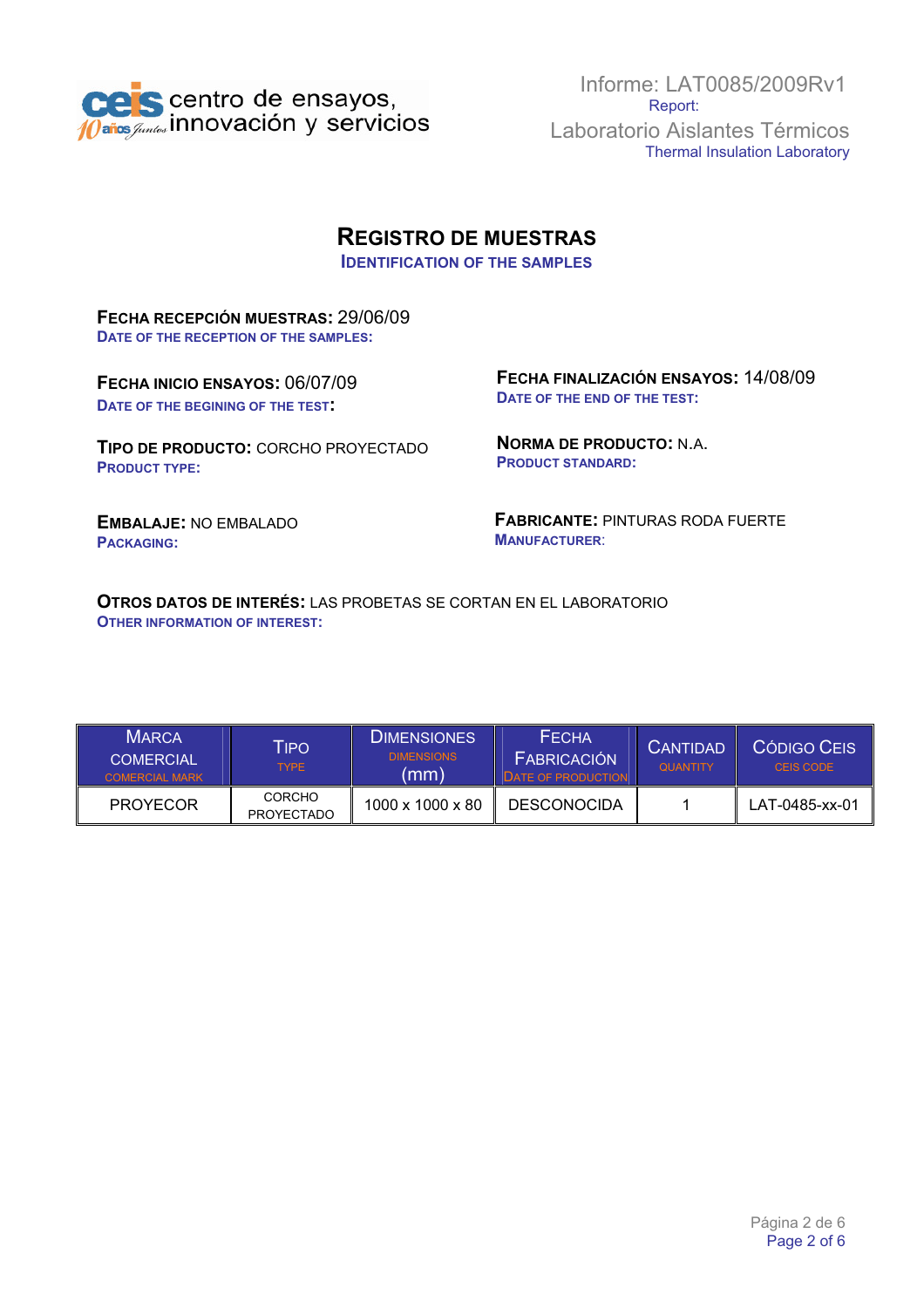# REGISTRO DE MUESTRAS
## IDENTIFICATION OF THE SAMPLES

**FECHA RECEPCIÓN MUESTRAS:** 29/06/09
**DATE OF THE RECEPTION OF THE SAMPLES:**

**FECHA INICIO ENSAYOS:** 06/07/09
**DATE OF THE BEGINING OF THE TEST:**

**FECHA FINALIZACIÓN ENSAYOS:** 14/08/09
**DATE OF THE END OF THE TEST:**

**TIPO DE PRODUCTO:** CORCHO PROYECTADO
**PRODUCT TYPE:**

**NORMA DE PRODUCTO:** N.A.
**PRODUCT STANDARD:**

**EMBALAJE:** NO EMBALADO
**PACKAGING:**

**FABRICANTE:** PINTURAS RODA FUERTE
**MANUFACTURER:**

**OTROS DATOS DE INTERÉS:** LAS PROBETAS SE CORTAN EN EL LABORATORIO
**OTHER INFORMATION OF INTEREST:**

| MARCA COMERCIAL / COMERCIAL MARK | TIPO / TYPE | DIMENSIONES / DIMENSIONS (mm) | FECHA FABRICACIÓN / DATE OF PRODUCTION | CANTIDAD / QUANTITY | CÓDIGO CEIS / CEIS CODE |
|---|---|---|---|---|---|
| PROYECOR | CORCHO PROYECTADO | 1000 x 1000 x 80 | DESCONOCIDA | 1 | LAT-0485-xx-01 |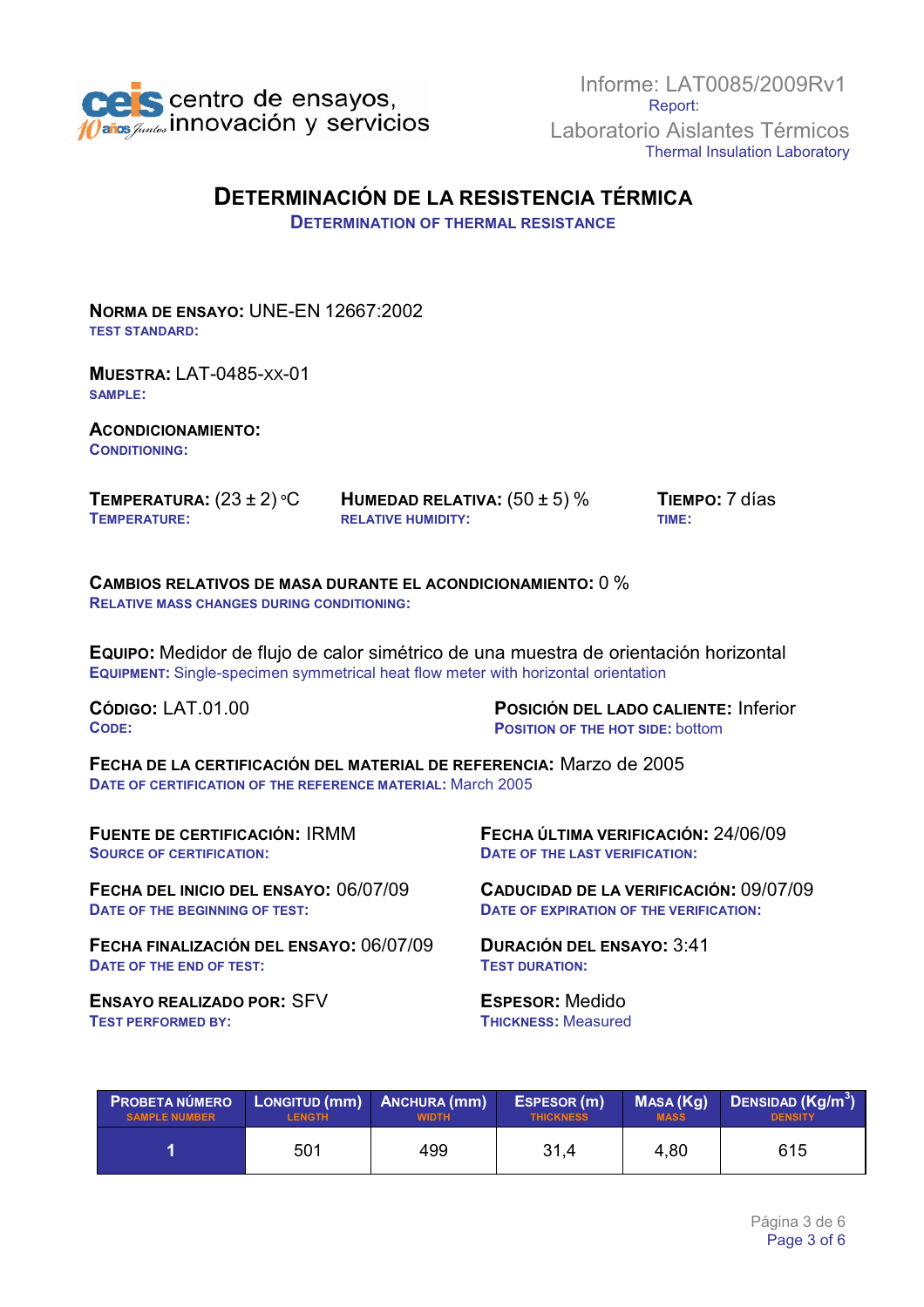Informe: LAT0085/2009Rv1
Report:
Laboratorio Aislantes Térmicos
Thermal Insulation Laboratory

# DETERMINACIÓN DE LA RESISTENCIA TÉRMICA

## DETERMINATION OF THERMAL RESISTANCE

**NORMA DE ENSAYO:** UNE-EN 12667:2002
**TEST STANDARD:**

**MUESTRA:** LAT-0485-xx-01
**SAMPLE:**

**ACONDICIONAMIENTO:**
**CONDITIONING:**

**TEMPERATURA:** (23 ± 2) °C
**TEMPERATURE:**

**HUMEDAD RELATIVA:** (50 ± 5) %
**RELATIVE HUMIDITY:**

**TIEMPO:** 7 días
**TIME:**

**CAMBIOS RELATIVOS DE MASA DURANTE EL ACONDICIONAMIENTO:** 0 %
**RELATIVE MASS CHANGES DURING CONDITIONING:**

**EQUIPO:** Medidor de flujo de calor simétrico de una muestra de orientación horizontal
**EQUIPMENT:** Single-specimen symmetrical heat flow meter with horizontal orientation

**CÓDIGO:** LAT.01.00
**CODE:**

**POSICIÓN DEL LADO CALIENTE:** Inferior
**POSITION OF THE HOT SIDE:** bottom

**FECHA DE LA CERTIFICACIÓN DEL MATERIAL DE REFERENCIA:** Marzo de 2005
**DATE OF CERTIFICATION OF THE REFERENCE MATERIAL:** March 2005

**FUENTE DE CERTIFICACIÓN:** IRMM
**SOURCE OF CERTIFICATION:**

**FECHA ÚLTIMA VERIFICACIÓN:** 24/06/09
**DATE OF THE LAST VERIFICATION:**

**FECHA DEL INICIO DEL ENSAYO:** 06/07/09
**DATE OF THE BEGINNING OF TEST:**

**CADUCIDAD DE LA VERIFICACIÓN:** 09/07/09
**DATE OF EXPIRATION OF THE VERIFICATION:**

**FECHA FINALIZACIÓN DEL ENSAYO:** 06/07/09
**DATE OF THE END OF TEST:**

**DURACIÓN DEL ENSAYO:** 3:41
**TEST DURATION:**

**ENSAYO REALIZADO POR:** SFV
**TEST PERFORMED BY:**

**ESPESOR:** Medido
**THICKNESS:** Measured

| PROBETA NÚMERO SAMPLE NUMBER | LONGITUD (mm) LENGTH | ANCHURA (mm) WIDTH | ESPESOR (m) THICKNESS | MASA (Kg) MASS | DENSIDAD (Kg/m$^3$) DENSITY |
|---|---|---|---|---|---|
| 1 | 501 | 499 | 31,4 | 4,80 | 615 |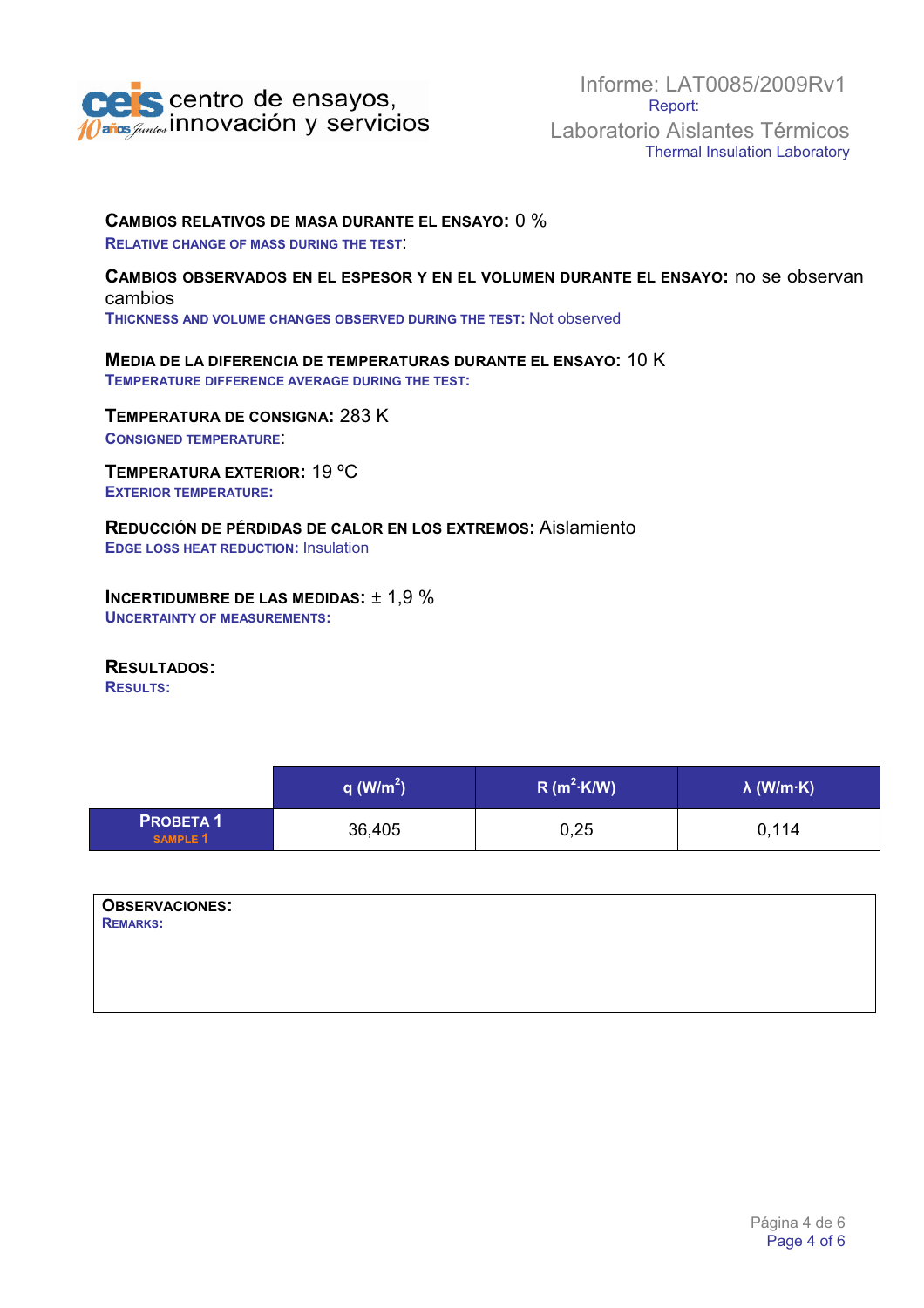**CAMBIOS RELATIVOS DE MASA DURANTE EL ENSAYO:** 0 %
RELATIVE CHANGE OF MASS DURING THE TEST:

**CAMBIOS OBSERVADOS EN EL ESPESOR Y EN EL VOLUMEN DURANTE EL ENSAYO:** no se observan cambios
THICKNESS AND VOLUME CHANGES OBSERVED DURING THE TEST: Not observed

**MEDIA DE LA DIFERENCIA DE TEMPERATURAS DURANTE EL ENSAYO:** 10 K
TEMPERATURE DIFFERENCE AVERAGE DURING THE TEST:

**TEMPERATURA DE CONSIGNA:** 283 K
CONSIGNED TEMPERATURE:

**TEMPERATURA EXTERIOR:** 19 ºC
EXTERIOR TEMPERATURE:

**REDUCCIÓN DE PÉRDIDAS DE CALOR EN LOS EXTREMOS:** Aislamiento
EDGE LOSS HEAT REDUCTION: Insulation

**INCERTIDUMBRE DE LAS MEDIDAS:** ± 1,9 %
UNCERTAINTY OF MEASUREMENTS:

**RESULTADOS:**
RESULTS:

| | q ($W/m^2$) | R ($m^2 \cdot K/W$) | λ ($W/m \cdot K$) |
|---|---|---|---|
| **PROBETA 1** SAMPLE 1 | 36,405 | 0,25 | 0,114 |

**OBSERVACIONES:**
REMARKS: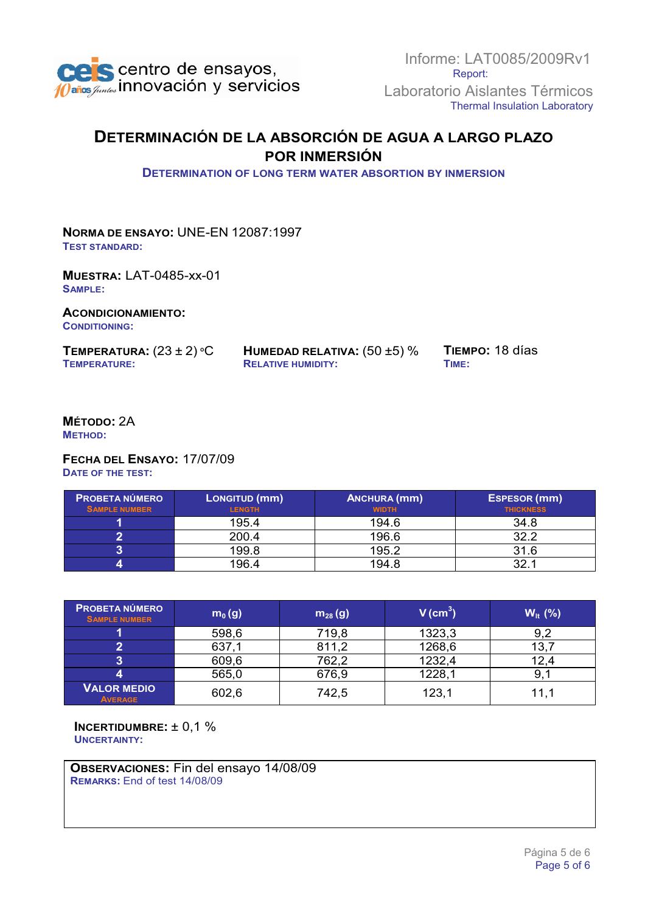Informe: LAT0085/2009Rv1
Report:
Laboratorio Aislantes Térmicos
Thermal Insulation Laboratory

# DETERMINACIÓN DE LA ABSORCIÓN DE AGUA A LARGO PLAZO POR INMERSIÓN

## DETERMINATION OF LONG TERM WATER ABSORTION BY INMERSION

**NORMA DE ENSAYO:** UNE-EN 12087:1997
**TEST STANDARD:**

**MUESTRA:** LAT-0485-xx-01
**SAMPLE:**

**ACONDICIONAMIENTO:**
**CONDITIONING:**

**TEMPERATURA:** (23 ± 2) °C
**TEMPERATURE:**

**HUMEDAD RELATIVA:** (50 ±5) %
**RELATIVE HUMIDITY:**

**TIEMPO:** 18 días
**TIME:**

**MÉTODO:** 2A
**METHOD:**

**FECHA DEL ENSAYO:** 17/07/09
**DATE OF THE TEST:**

| PROBETA NÚMERO SAMPLE NUMBER | LONGITUD (mm) LENGTH | ANCHURA (mm) WIDTH | ESPESOR (mm) THICKNESS |
|---|---|---|---|
| 1 | 195.4 | 194.6 | 34.8 |
| 2 | 200.4 | 196.6 | 32.2 |
| 3 | 199.8 | 195.2 | 31.6 |
| 4 | 196.4 | 194.8 | 32.1 |

| PROBETA NÚMERO SAMPLE NUMBER | $m_0$ (g) | $m_{28}$ (g) | V ($cm^3$) | $W_{lt}$ (%) |
|---|---|---|---|---|
| 1 | 598,6 | 719,8 | 1323,3 | 9,2 |
| 2 | 637,1 | 811,2 | 1268,6 | 13,7 |
| 3 | 609,6 | 762,2 | 1232,4 | 12,4 |
| 4 | 565,0 | 676,9 | 1228,1 | 9,1 |
| VALOR MEDIO AVERAGE | 602,6 | 742,5 | 123,1 | 11,1 |

**INCERTIDUMBRE:** ± 0,1 %
**UNCERTAINTY:**

**OBSERVACIONES:** Fin del ensayo 14/08/09
**REMARKS:** End of test 14/08/09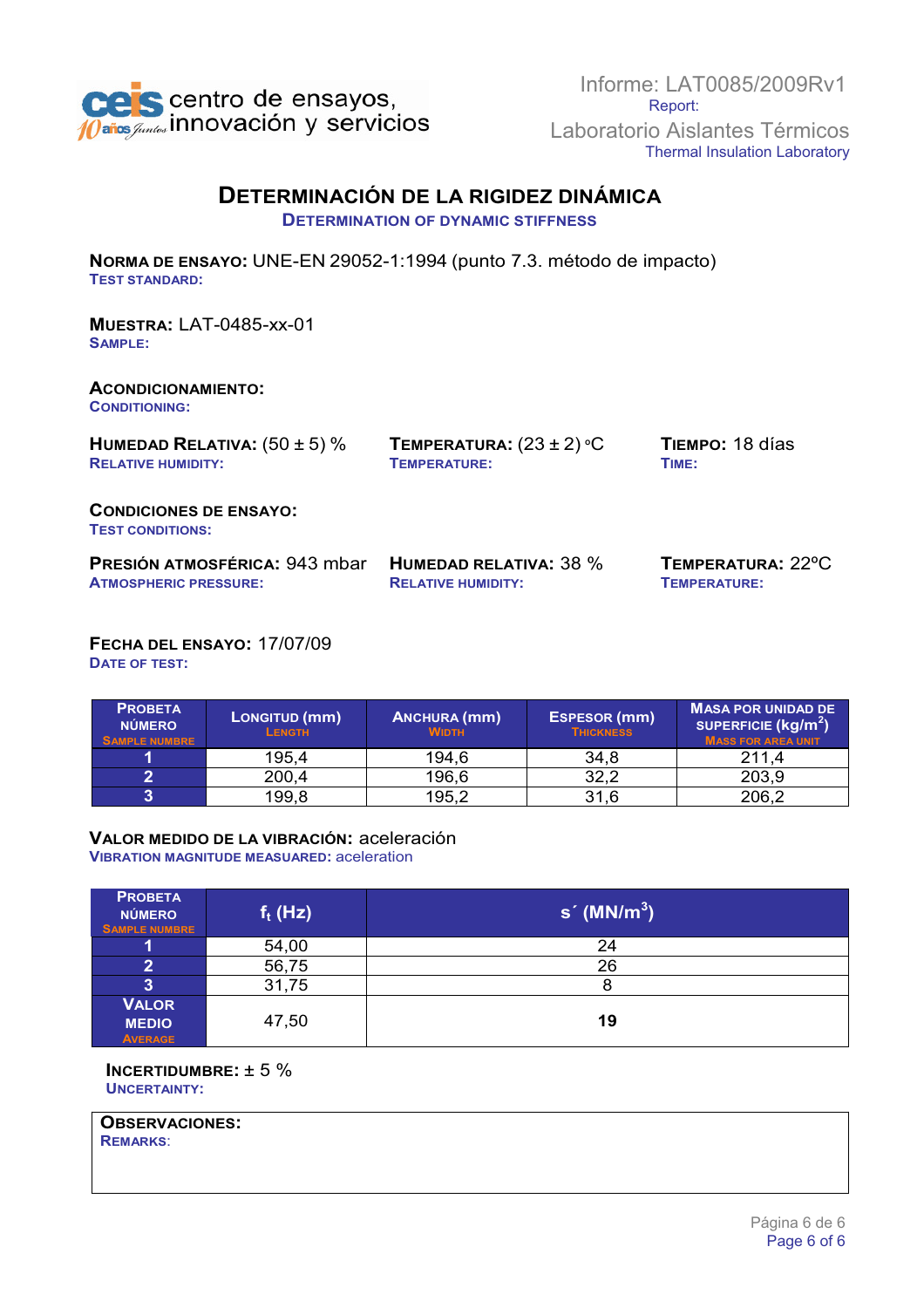ceis centro de ensayos, innovación y servicios

Informe: LAT0085/2009Rv1
Report:
Laboratorio Aislantes Térmicos
Thermal Insulation Laboratory

# DETERMINACIÓN DE LA RIGIDEZ DINÁMICA
## DETERMINATION OF DYNAMIC STIFFNESS

**NORMA DE ENSAYO:** UNE-EN 29052-1:1994 (punto 7.3. método de impacto)
**TEST STANDARD:**

**MUESTRA:** LAT-0485-xx-01
**SAMPLE:**

**ACONDICIONAMIENTO:**
**CONDITIONING:**

**HUMEDAD RELATIVA:** (50 ± 5) %
**RELATIVE HUMIDITY:**

**TEMPERATURA:** (23 ± 2) °C
**TEMPERATURE:**

**TIEMPO:** 18 días
**TIME:**

**CONDICIONES DE ENSAYO:**
**TEST CONDITIONS:**

**PRESIÓN ATMOSFÉRICA:** 943 mbar
**ATMOSPHERIC PRESSURE:**

**HUMEDAD RELATIVA:** 38 %
**RELATIVE HUMIDITY:**

**TEMPERATURA:** 22ºC
**TEMPERATURE:**

**FECHA DEL ENSAYO:** 17/07/09
**DATE OF TEST:**

| PROBETA NÚMERO SAMPLE NUMBRE | LONGITUD (mm) LENGTH | ANCHURA (mm) WIDTH | ESPESOR (mm) THICKNESS | MASA POR UNIDAD DE SUPERFICIE (kg/m$^2$) MASS FOR AREA UNIT |
|---|---|---|---|---|
| 1 | 195,4 | 194,6 | 34,8 | 211,4 |
| 2 | 200,4 | 196,6 | 32,2 | 203,9 |
| 3 | 199,8 | 195,2 | 31,6 | 206,2 |

**VALOR MEDIDO DE LA VIBRACIÓN:** aceleración
**VIBRATION MAGNITUDE MEASUARED:** aceleration

| PROBETA NÚMERO SAMPLE NUMBRE | $f_t$ (Hz) | s´ (MN/m$^3$) |
|---|---|---|
| 1 | 54,00 | 24 |
| 2 | 56,75 | 26 |
| 3 | 31,75 | 8 |
| VALOR MEDIO AVERAGE | 47,50 | **19** |

**INCERTIDUMBRE:** ± 5 %
**UNCERTAINTY:**

**OBSERVACIONES:**
**REMARKS:**